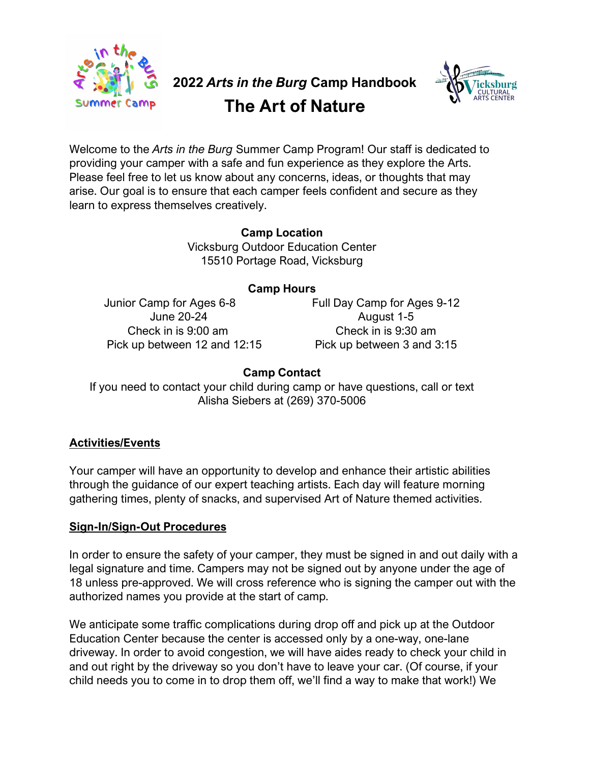# 2022 *Arts in the Burg* Camp Handbook

## The Art of Nature

Welcome to the *Arts in the Burg* Summer Camp Program! Our staff is dedicated to providing your camper with a safe and fun experience as they explore the Arts. Please feel free to let us know about any concerns, ideas, or thoughts that may arise. Our goal is to ensure that each camper feels confident and secure as they learn to express themselves creatively.

**Camp Location**

Vicksburg Outdoor Education Center
15510 Portage Road, Vicksburg

**Camp Hours**

| Junior Camp for Ages 6-8 | Full Day Camp for Ages 9-12 |
| --- | --- |
| June 20-24 | August 1-5 |
| Check in is 9:00 am | Check in is 9:30 am |
| Pick up between 12 and 12:15 | Pick up between 3 and 3:15 |

**Camp Contact**

If you need to contact your child during camp or have questions, call or text Alisha Siebers at (269) 370-5006

### Activities/Events

Your camper will have an opportunity to develop and enhance their artistic abilities through the guidance of our expert teaching artists. Each day will feature morning gathering times, plenty of snacks, and supervised Art of Nature themed activities.

### Sign-In/Sign-Out Procedures

In order to ensure the safety of your camper, they must be signed in and out daily with a legal signature and time. Campers may not be signed out by anyone under the age of 18 unless pre-approved. We will cross reference who is signing the camper out with the authorized names you provide at the start of camp.

We anticipate some traffic complications during drop off and pick up at the Outdoor Education Center because the center is accessed only by a one-way, one-lane driveway. In order to avoid congestion, we will have aides ready to check your child in and out right by the driveway so you don't have to leave your car. (Of course, if your child needs you to come in to drop them off, we'll find a way to make that work!) We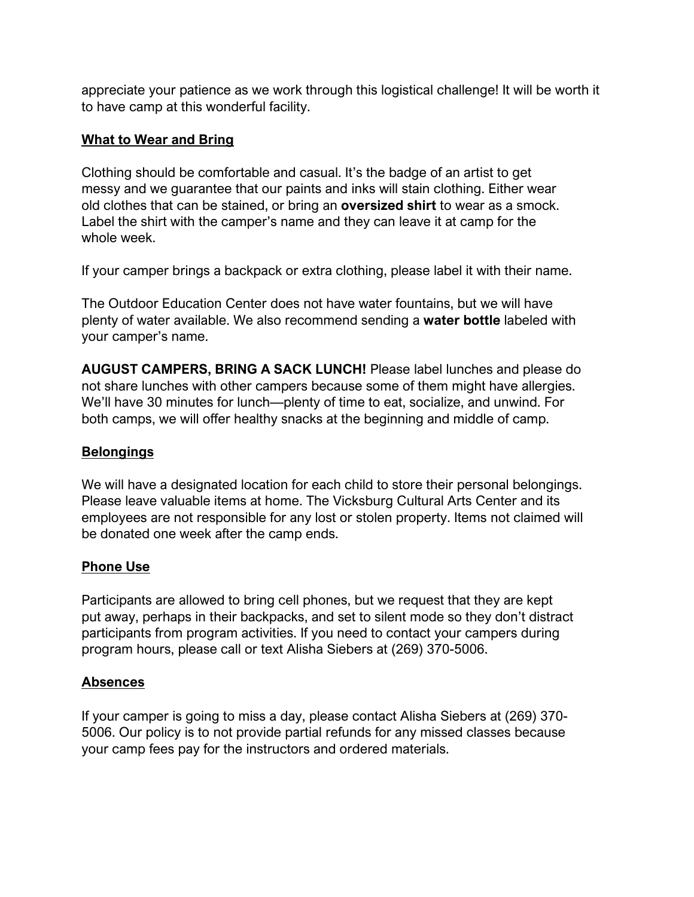appreciate your patience as we work through this logistical challenge! It will be worth it to have camp at this wonderful facility.

## What to Wear and Bring

Clothing should be comfortable and casual. It's the badge of an artist to get messy and we guarantee that our paints and inks will stain clothing. Either wear old clothes that can be stained, or bring an **oversized shirt** to wear as a smock. Label the shirt with the camper's name and they can leave it at camp for the whole week.

If your camper brings a backpack or extra clothing, please label it with their name.

The Outdoor Education Center does not have water fountains, but we will have plenty of water available. We also recommend sending a **water bottle** labeled with your camper's name.

**AUGUST CAMPERS, BRING A SACK LUNCH!** Please label lunches and please do not share lunches with other campers because some of them might have allergies. We'll have 30 minutes for lunch—plenty of time to eat, socialize, and unwind. For both camps, we will offer healthy snacks at the beginning and middle of camp.

## Belongings

We will have a designated location for each child to store their personal belongings. Please leave valuable items at home. The Vicksburg Cultural Arts Center and its employees are not responsible for any lost or stolen property. Items not claimed will be donated one week after the camp ends.

## Phone Use

Participants are allowed to bring cell phones, but we request that they are kept put away, perhaps in their backpacks, and set to silent mode so they don't distract participants from program activities. If you need to contact your campers during program hours, please call or text Alisha Siebers at (269) 370-5006.

## Absences

If your camper is going to miss a day, please contact Alisha Siebers at (269) 370-5006. Our policy is to not provide partial refunds for any missed classes because your camp fees pay for the instructors and ordered materials.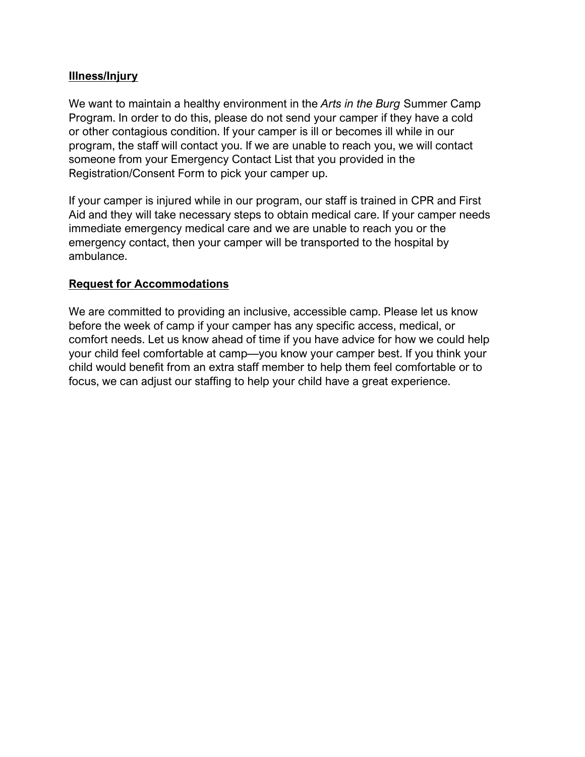## **Illness/Injury**

We want to maintain a healthy environment in the *Arts in the Burg* Summer Camp Program. In order to do this, please do not send your camper if they have a cold or other contagious condition. If your camper is ill or becomes ill while in our program, the staff will contact you. If we are unable to reach you, we will contact someone from your Emergency Contact List that you provided in the Registration/Consent Form to pick your camper up.

If your camper is injured while in our program, our staff is trained in CPR and First Aid and they will take necessary steps to obtain medical care. If your camper needs immediate emergency medical care and we are unable to reach you or the emergency contact, then your camper will be transported to the hospital by ambulance.

## **Request for Accommodations**

We are committed to providing an inclusive, accessible camp. Please let us know before the week of camp if your camper has any specific access, medical, or comfort needs. Let us know ahead of time if you have advice for how we could help your child feel comfortable at camp—you know your camper best. If you think your child would benefit from an extra staff member to help them feel comfortable or to focus, we can adjust our staffing to help your child have a great experience.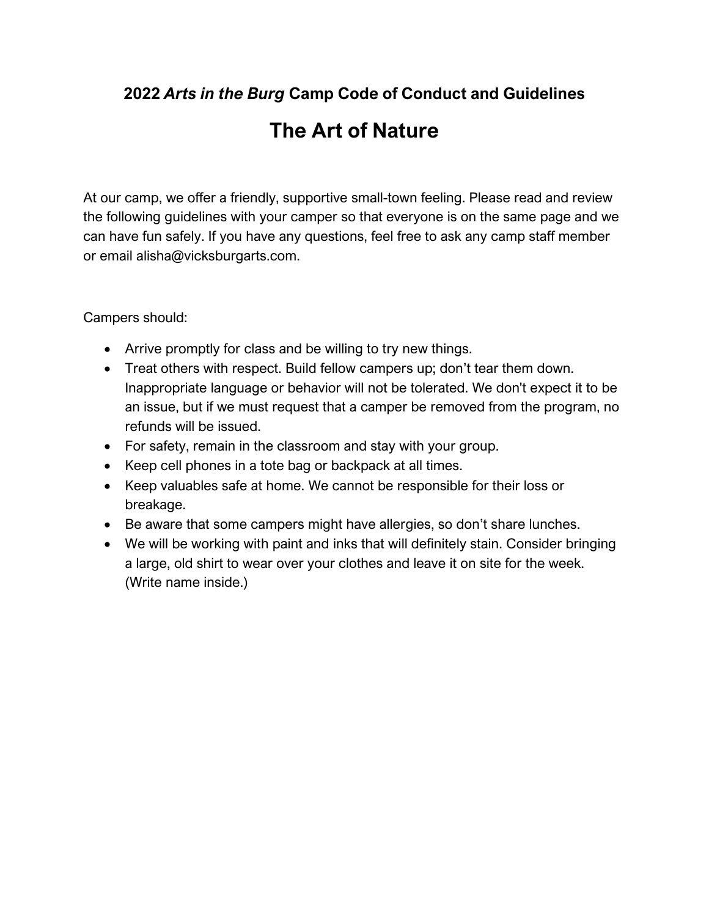## 2022 *Arts in the Burg* Camp Code of Conduct and Guidelines

# The Art of Nature

At our camp, we offer a friendly, supportive small-town feeling. Please read and review the following guidelines with your camper so that everyone is on the same page and we can have fun safely. If you have any questions, feel free to ask any camp staff member or email alisha@vicksburgarts.com.

Campers should:

- Arrive promptly for class and be willing to try new things.
- Treat others with respect. Build fellow campers up; don't tear them down. Inappropriate language or behavior will not be tolerated. We don't expect it to be an issue, but if we must request that a camper be removed from the program, no refunds will be issued.
- For safety, remain in the classroom and stay with your group.
- Keep cell phones in a tote bag or backpack at all times.
- Keep valuables safe at home. We cannot be responsible for their loss or breakage.
- Be aware that some campers might have allergies, so don't share lunches.
- We will be working with paint and inks that will definitely stain. Consider bringing a large, old shirt to wear over your clothes and leave it on site for the week. (Write name inside.)